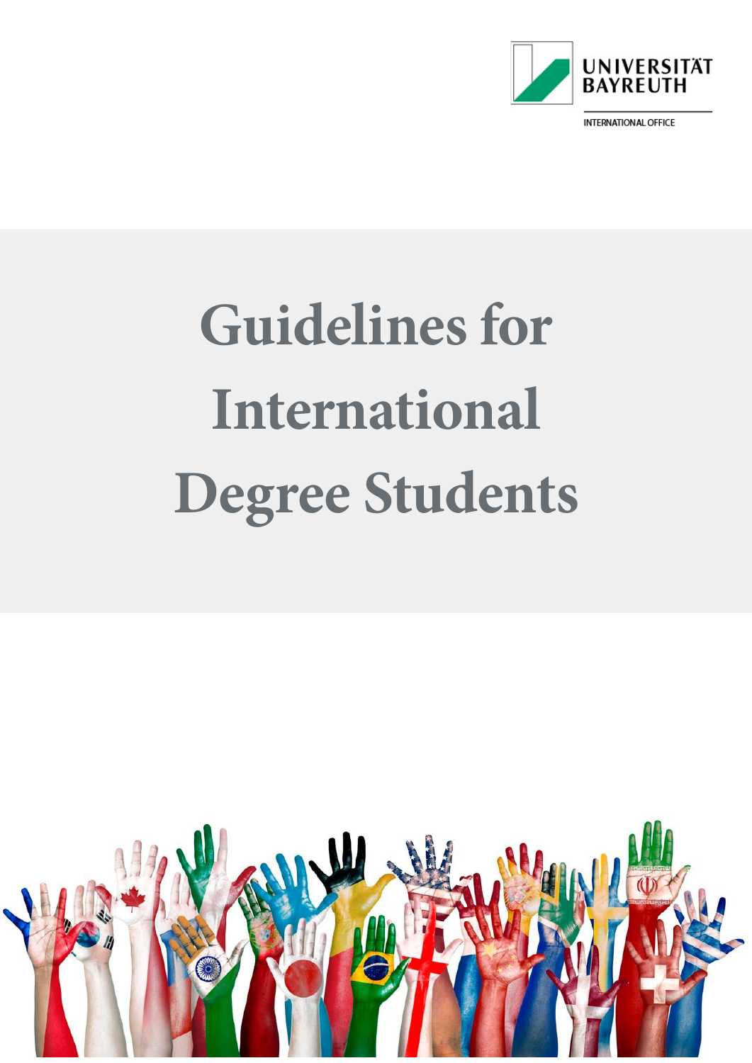UNIVERSITÄT BAYREUTH

INTERNATIONAL OFFICE

# Guidelines for International Degree Students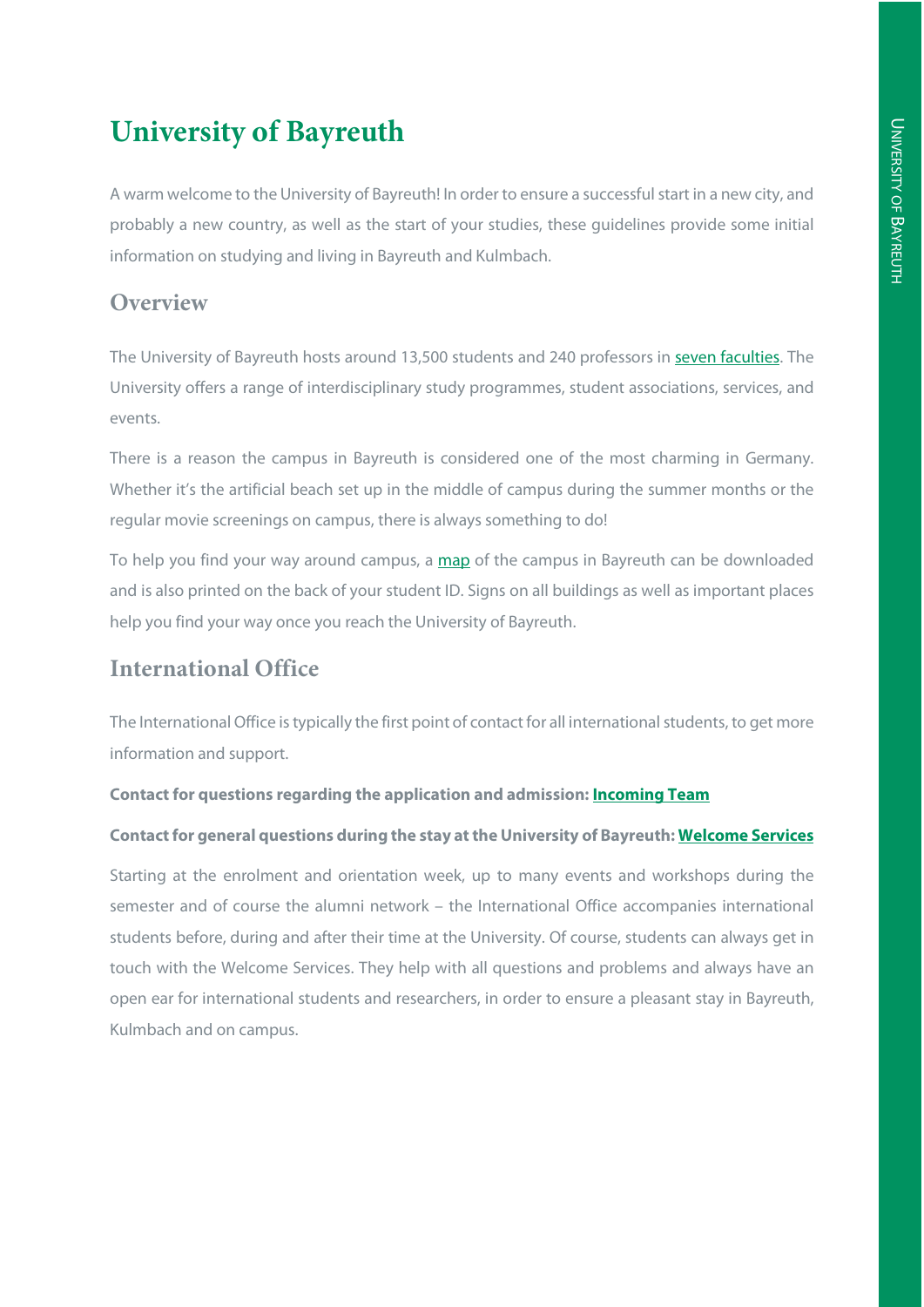# University of Bayreuth

A warm welcome to the University of Bayreuth! In order to ensure a successful start in a new city, and probably a new country, as well as the start of your studies, these guidelines provide some initial information on studying and living in Bayreuth and Kulmbach.

## Overview

The University of Bayreuth hosts around 13,500 students and 240 professors in seven faculties. The University offers a range of interdisciplinary study programmes, student associations, services, and events.

There is a reason the campus in Bayreuth is considered one of the most charming in Germany. Whether it's the artificial beach set up in the middle of campus during the summer months or the regular movie screenings on campus, there is always something to do!

To help you find your way around campus, a map of the campus in Bayreuth can be downloaded and is also printed on the back of your student ID. Signs on all buildings as well as important places help you find your way once you reach the University of Bayreuth.

## International Office

The International Office is typically the first point of contact for all international students, to get more information and support.

**Contact for questions regarding the application and admission: Incoming Team**

**Contact for general questions during the stay at the University of Bayreuth: Welcome Services**

Starting at the enrolment and orientation week, up to many events and workshops during the semester and of course the alumni network – the International Office accompanies international students before, during and after their time at the University. Of course, students can always get in touch with the Welcome Services. They help with all questions and problems and always have an open ear for international students and researchers, in order to ensure a pleasant stay in Bayreuth, Kulmbach and on campus.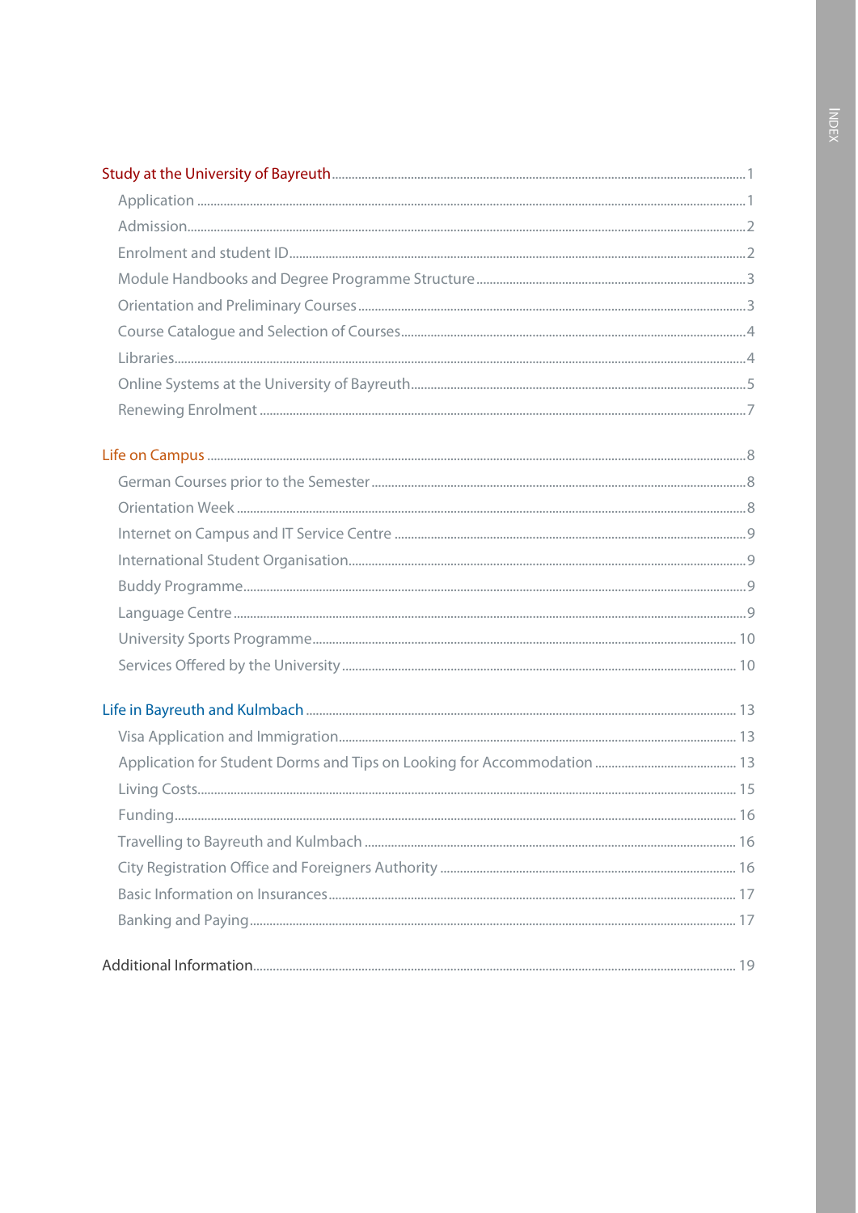# INDEX

- Study at the University of Bayreuth ..... 1
  - Application ..... 1
  - Admission ..... 2
  - Enrolment and student ID ..... 2
  - Module Handbooks and Degree Programme Structure ..... 3
  - Orientation and Preliminary Courses ..... 3
  - Course Catalogue and Selection of Courses ..... 4
  - Libraries ..... 4
  - Online Systems at the University of Bayreuth ..... 5
  - Renewing Enrolment ..... 7
- Life on Campus ..... 8
  - German Courses prior to the Semester ..... 8
  - Orientation Week ..... 8
  - Internet on Campus and IT Service Centre ..... 9
  - International Student Organisation ..... 9
  - Buddy Programme ..... 9
  - Language Centre ..... 9
  - University Sports Programme ..... 10
  - Services Offered by the University ..... 10
- Life in Bayreuth and Kulmbach ..... 13
  - Visa Application and Immigration ..... 13
  - Application for Student Dorms and Tips on Looking for Accommodation ..... 13
  - Living Costs ..... 15
  - Funding ..... 16
  - Travelling to Bayreuth and Kulmbach ..... 16
  - City Registration Office and Foreigners Authority ..... 16
  - Basic Information on Insurances ..... 17
  - Banking and Paying ..... 17
- Additional Information ..... 19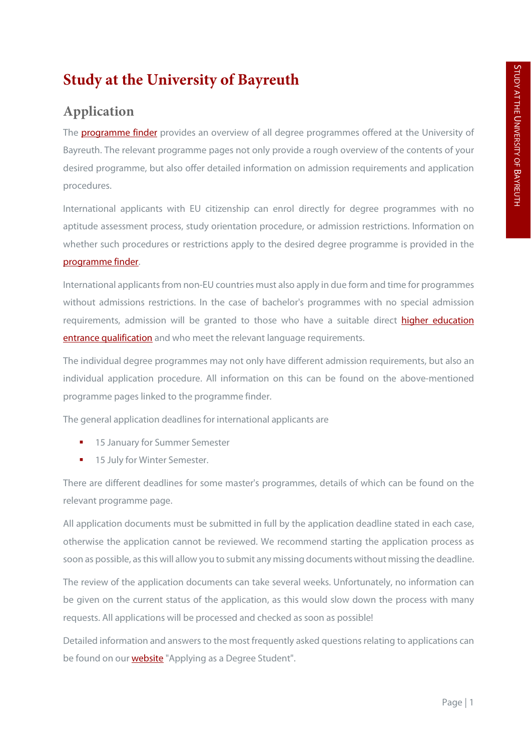# Study at the University of Bayreuth

## Application

The programme finder provides an overview of all degree programmes offered at the University of Bayreuth. The relevant programme pages not only provide a rough overview of the contents of your desired programme, but also offer detailed information on admission requirements and application procedures.

International applicants with EU citizenship can enrol directly for degree programmes with no aptitude assessment process, study orientation procedure, or admission restrictions. Information on whether such procedures or restrictions apply to the desired degree programme is provided in the programme finder.

International applicants from non-EU countries must also apply in due form and time for programmes without admissions restrictions. In the case of bachelor's programmes with no special admission requirements, admission will be granted to those who have a suitable direct higher education entrance qualification and who meet the relevant language requirements.

The individual degree programmes may not only have different admission requirements, but also an individual application procedure. All information on this can be found on the above-mentioned programme pages linked to the programme finder.

The general application deadlines for international applicants are

- 15 January for Summer Semester
- 15 July for Winter Semester.

There are different deadlines for some master's programmes, details of which can be found on the relevant programme page.

All application documents must be submitted in full by the application deadline stated in each case, otherwise the application cannot be reviewed. We recommend starting the application process as soon as possible, as this will allow you to submit any missing documents without missing the deadline.

The review of the application documents can take several weeks. Unfortunately, no information can be given on the current status of the application, as this would slow down the process with many requests. All applications will be processed and checked as soon as possible!

Detailed information and answers to the most frequently asked questions relating to applications can be found on our website "Applying as a Degree Student".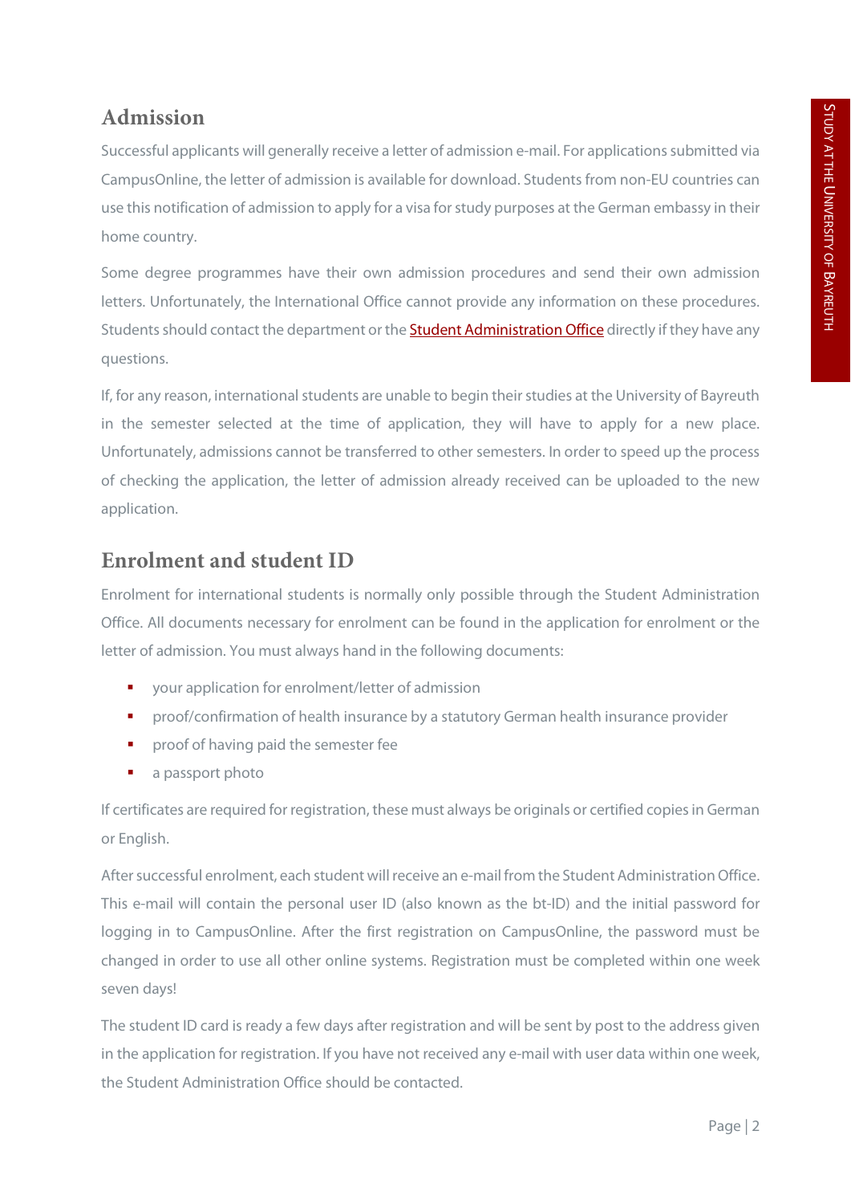## Admission

Successful applicants will generally receive a letter of admission e-mail. For applications submitted via CampusOnline, the letter of admission is available for download. Students from non-EU countries can use this notification of admission to apply for a visa for study purposes at the German embassy in their home country.

Some degree programmes have their own admission procedures and send their own admission letters. Unfortunately, the International Office cannot provide any information on these procedures. Students should contact the department or the Student Administration Office directly if they have any questions.

If, for any reason, international students are unable to begin their studies at the University of Bayreuth in the semester selected at the time of application, they will have to apply for a new place. Unfortunately, admissions cannot be transferred to other semesters. In order to speed up the process of checking the application, the letter of admission already received can be uploaded to the new application.

## Enrolment and student ID

Enrolment for international students is normally only possible through the Student Administration Office. All documents necessary for enrolment can be found in the application for enrolment or the letter of admission. You must always hand in the following documents:

- your application for enrolment/letter of admission
- proof/confirmation of health insurance by a statutory German health insurance provider
- proof of having paid the semester fee
- a passport photo

If certificates are required for registration, these must always be originals or certified copies in German or English.

After successful enrolment, each student will receive an e-mail from the Student Administration Office. This e-mail will contain the personal user ID (also known as the bt-ID) and the initial password for logging in to CampusOnline. After the first registration on CampusOnline, the password must be changed in order to use all other online systems. Registration must be completed within one week seven days!

The student ID card is ready a few days after registration and will be sent by post to the address given in the application for registration. If you have not received any e-mail with user data within one week, the Student Administration Office should be contacted.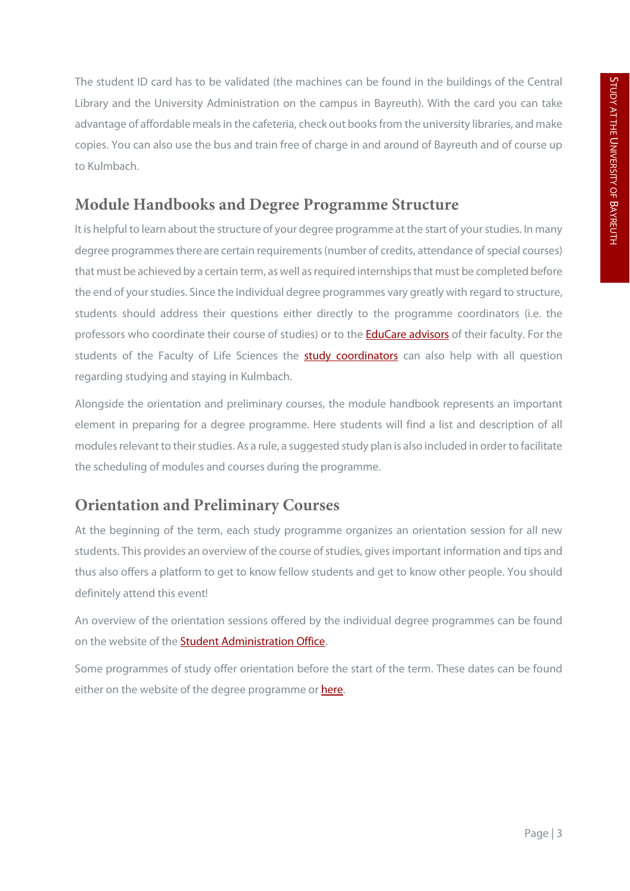The student ID card has to be validated (the machines can be found in the buildings of the Central Library and the University Administration on the campus in Bayreuth). With the card you can take advantage of affordable meals in the cafeteria, check out books from the university libraries, and make copies. You can also use the bus and train free of charge in and around of Bayreuth and of course up to Kulmbach.

## Module Handbooks and Degree Programme Structure

It is helpful to learn about the structure of your degree programme at the start of your studies. In many degree programmes there are certain requirements (number of credits, attendance of special courses) that must be achieved by a certain term, as well as required internships that must be completed before the end of your studies. Since the individual degree programmes vary greatly with regard to structure, students should address their questions either directly to the programme coordinators (i.e. the professors who coordinate their course of studies) or to the EduCare advisors of their faculty. For the students of the Faculty of Life Sciences the study coordinators can also help with all question regarding studying and staying in Kulmbach.

Alongside the orientation and preliminary courses, the module handbook represents an important element in preparing for a degree programme. Here students will find a list and description of all modules relevant to their studies. As a rule, a suggested study plan is also included in order to facilitate the scheduling of modules and courses during the programme.

## Orientation and Preliminary Courses

At the beginning of the term, each study programme organizes an orientation session for all new students. This provides an overview of the course of studies, gives important information and tips and thus also offers a platform to get to know fellow students and get to know other people. You should definitely attend this event!

An overview of the orientation sessions offered by the individual degree programmes can be found on the website of the Student Administration Office.

Some programmes of study offer orientation before the start of the term. These dates can be found either on the website of the degree programme or here.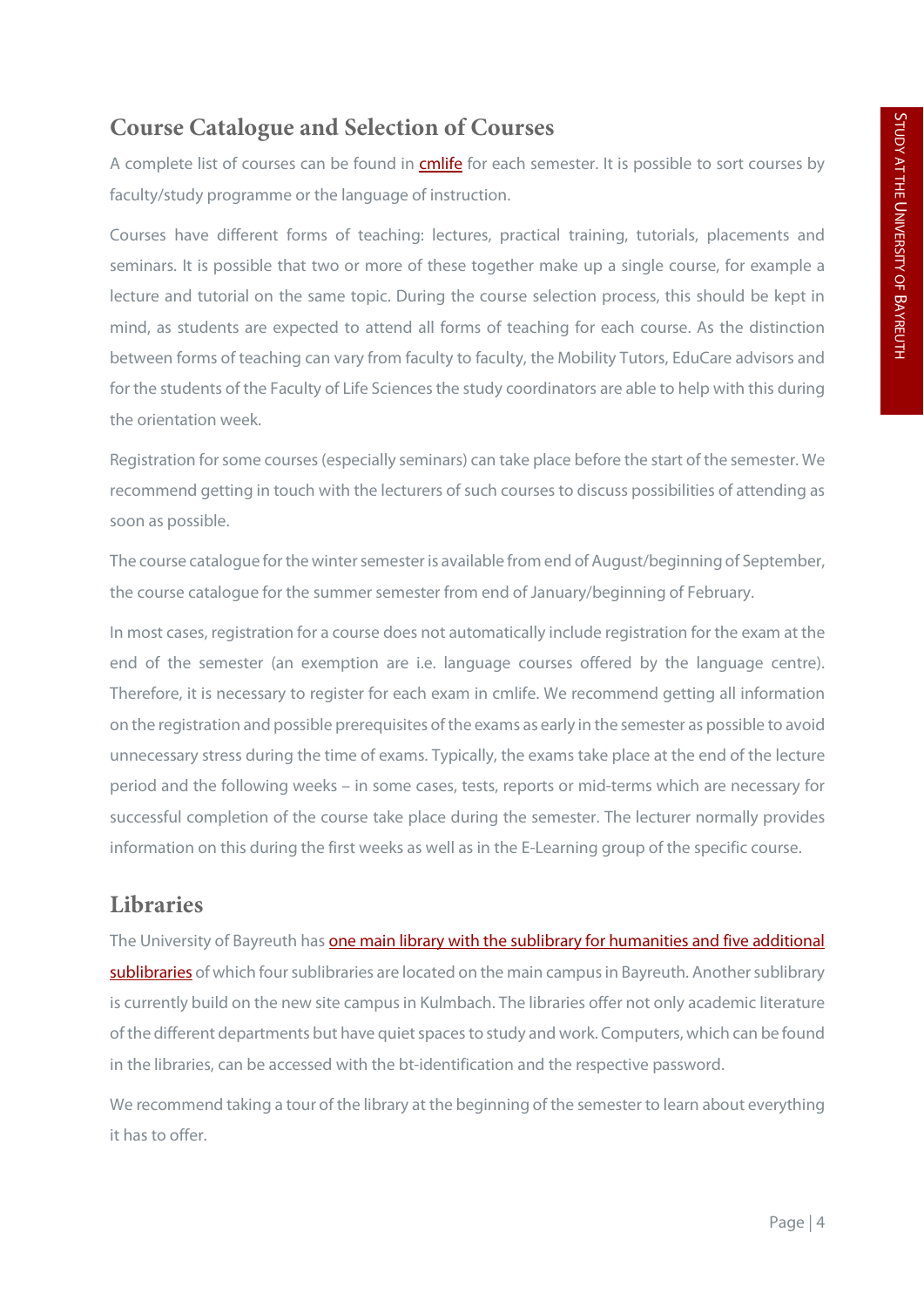## Course Catalogue and Selection of Courses

A complete list of courses can be found in cmlife for each semester. It is possible to sort courses by faculty/study programme or the language of instruction.

Courses have different forms of teaching: lectures, practical training, tutorials, placements and seminars. It is possible that two or more of these together make up a single course, for example a lecture and tutorial on the same topic. During the course selection process, this should be kept in mind, as students are expected to attend all forms of teaching for each course. As the distinction between forms of teaching can vary from faculty to faculty, the Mobility Tutors, EduCare advisors and for the students of the Faculty of Life Sciences the study coordinators are able to help with this during the orientation week.

Registration for some courses (especially seminars) can take place before the start of the semester. We recommend getting in touch with the lecturers of such courses to discuss possibilities of attending as soon as possible.

The course catalogue for the winter semester is available from end of August/beginning of September, the course catalogue for the summer semester from end of January/beginning of February.

In most cases, registration for a course does not automatically include registration for the exam at the end of the semester (an exemption are i.e. language courses offered by the language centre). Therefore, it is necessary to register for each exam in cmlife. We recommend getting all information on the registration and possible prerequisites of the exams as early in the semester as possible to avoid unnecessary stress during the time of exams. Typically, the exams take place at the end of the lecture period and the following weeks – in some cases, tests, reports or mid-terms which are necessary for successful completion of the course take place during the semester. The lecturer normally provides information on this during the first weeks as well as in the E-Learning group of the specific course.

## Libraries

The University of Bayreuth has one main library with the sublibrary for humanities and five additional sublibraries of which four sublibraries are located on the main campus in Bayreuth. Another sublibrary is currently build on the new site campus in Kulmbach. The libraries offer not only academic literature of the different departments but have quiet spaces to study and work. Computers, which can be found in the libraries, can be accessed with the bt-identification and the respective password.

We recommend taking a tour of the library at the beginning of the semester to learn about everything it has to offer.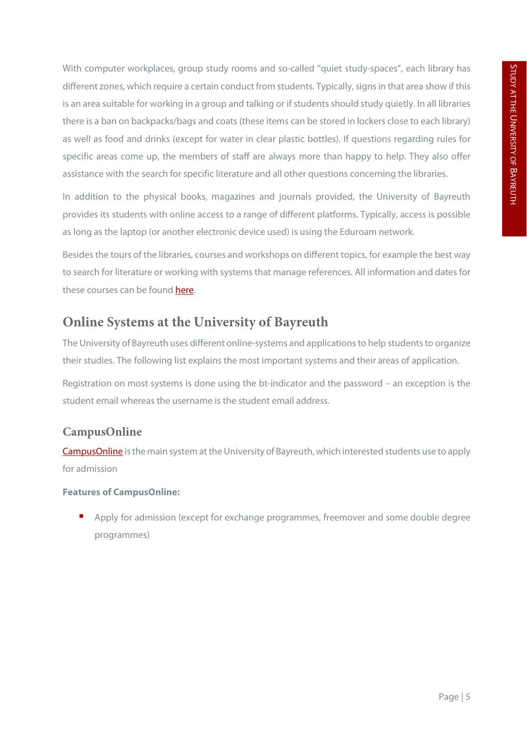With computer workplaces, group study rooms and so-called "quiet study-spaces", each library has different zones, which require a certain conduct from students. Typically, signs in that area show if this is an area suitable for working in a group and talking or if students should study quietly. In all libraries there is a ban on backpacks/bags and coats (these items can be stored in lockers close to each library) as well as food and drinks (except for water in clear plastic bottles). If questions regarding rules for specific areas come up, the members of staff are always more than happy to help. They also offer assistance with the search for specific literature and all other questions concerning the libraries.

In addition to the physical books, magazines and journals provided, the University of Bayreuth provides its students with online access to a range of different platforms. Typically, access is possible as long as the laptop (or another electronic device used) is using the Eduroam network.

Besides the tours of the libraries, courses and workshops on different topics, for example the best way to search for literature or working with systems that manage references. All information and dates for these courses can be found here.

## Online Systems at the University of Bayreuth

The University of Bayreuth uses different online-systems and applications to help students to organize their studies. The following list explains the most important systems and their areas of application.

Registration on most systems is done using the bt-indicator and the password – an exception is the student email whereas the username is the student email address.

### CampusOnline

CampusOnline is the main system at the University of Bayreuth, which interested students use to apply for admission

**Features of CampusOnline:**

- Apply for admission (except for exchange programmes, freemover and some double degree programmes)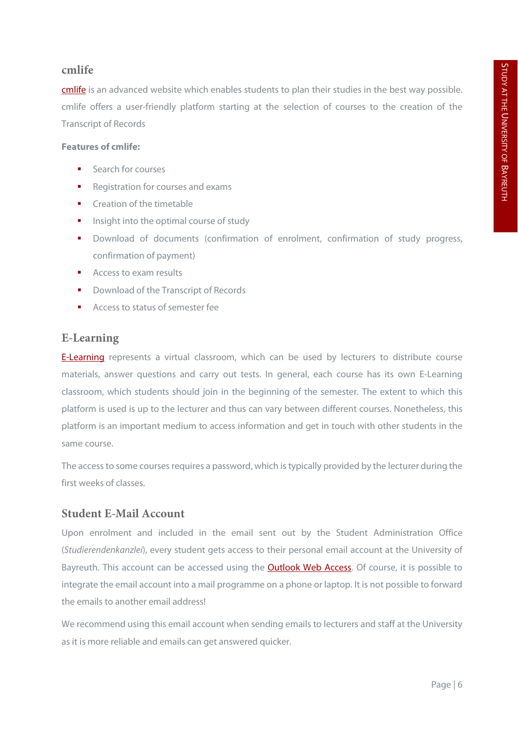## cmlife

cmlife is an advanced website which enables students to plan their studies in the best way possible. cmlife offers a user-friendly platform starting at the selection of courses to the creation of the Transcript of Records

**Features of cmlife:**

- Search for courses
- Registration for courses and exams
- Creation of the timetable
- Insight into the optimal course of study
- Download of documents (confirmation of enrolment, confirmation of study progress, confirmation of payment)
- Access to exam results
- Download of the Transcript of Records
- Access to status of semester fee

## E-Learning

E-Learning represents a virtual classroom, which can be used by lecturers to distribute course materials, answer questions and carry out tests. In general, each course has its own E-Learning classroom, which students should join in the beginning of the semester. The extent to which this platform is used is up to the lecturer and thus can vary between different courses. Nonetheless, this platform is an important medium to access information and get in touch with other students in the same course.

The access to some courses requires a password, which is typically provided by the lecturer during the first weeks of classes.

## Student E-Mail Account

Upon enrolment and included in the email sent out by the Student Administration Office (*Studierendenkanzlei*), every student gets access to their personal email account at the University of Bayreuth. This account can be accessed using the Outlook Web Access. Of course, it is possible to integrate the email account into a mail programme on a phone or laptop. It is not possible to forward the emails to another email address!

We recommend using this email account when sending emails to lecturers and staff at the University as it is more reliable and emails can get answered quicker.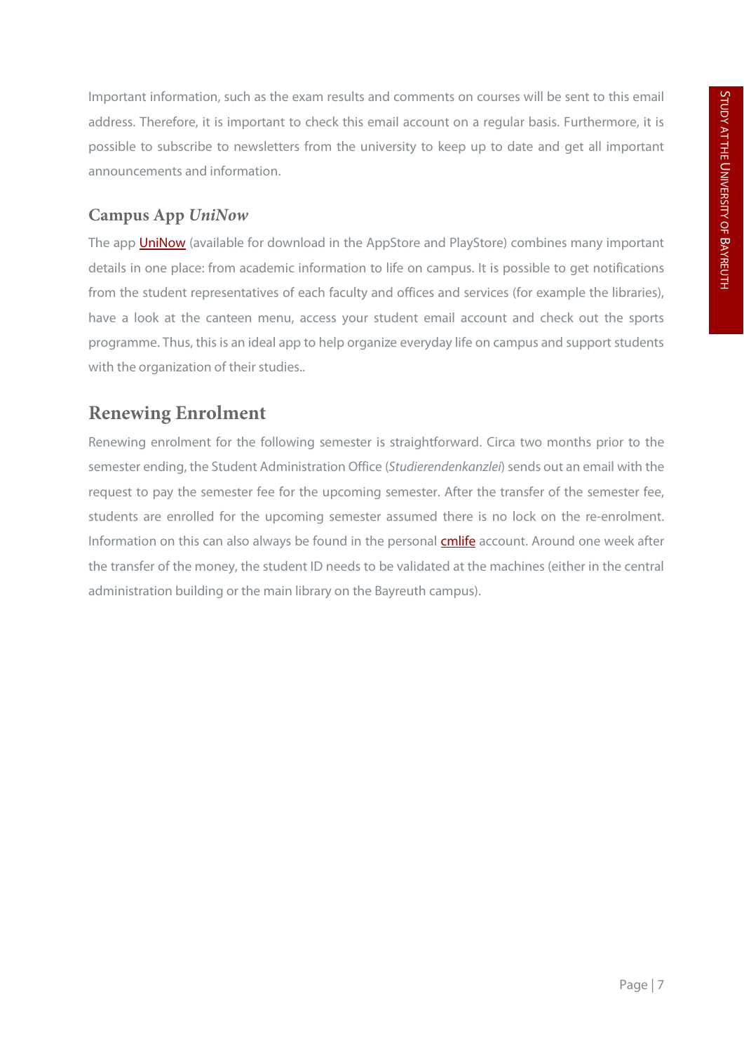Important information, such as the exam results and comments on courses will be sent to this email address. Therefore, it is important to check this email account on a regular basis. Furthermore, it is possible to subscribe to newsletters from the university to keep up to date and get all important announcements and information.

### Campus App *UniNow*

The app UniNow (available for download in the AppStore and PlayStore) combines many important details in one place: from academic information to life on campus. It is possible to get notifications from the student representatives of each faculty and offices and services (for example the libraries), have a look at the canteen menu, access your student email account and check out the sports programme. Thus, this is an ideal app to help organize everyday life on campus and support students with the organization of their studies..

## Renewing Enrolment

Renewing enrolment for the following semester is straightforward. Circa two months prior to the semester ending, the Student Administration Office (*Studierendenkanzlei*) sends out an email with the request to pay the semester fee for the upcoming semester. After the transfer of the semester fee, students are enrolled for the upcoming semester assumed there is no lock on the re-enrolment. Information on this can also always be found in the personal cmlife account. Around one week after the transfer of the money, the student ID needs to be validated at the machines (either in the central administration building or the main library on the Bayreuth campus).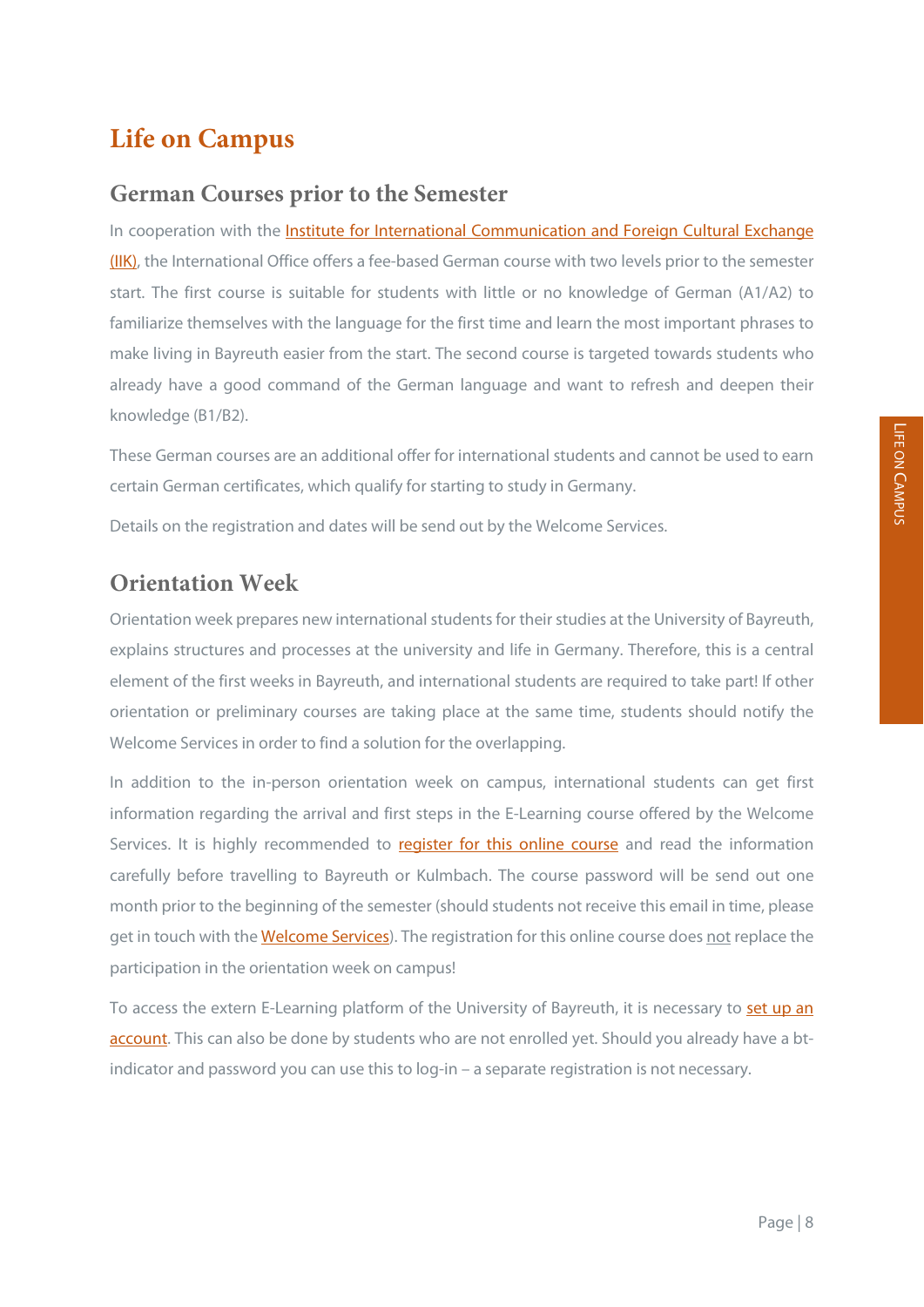# Life on Campus

## German Courses prior to the Semester

In cooperation with the Institute for International Communication and Foreign Cultural Exchange (IIK), the International Office offers a fee-based German course with two levels prior to the semester start. The first course is suitable for students with little or no knowledge of German (A1/A2) to familiarize themselves with the language for the first time and learn the most important phrases to make living in Bayreuth easier from the start. The second course is targeted towards students who already have a good command of the German language and want to refresh and deepen their knowledge (B1/B2).

These German courses are an additional offer for international students and cannot be used to earn certain German certificates, which qualify for starting to study in Germany.

Details on the registration and dates will be send out by the Welcome Services.

## Orientation Week

Orientation week prepares new international students for their studies at the University of Bayreuth, explains structures and processes at the university and life in Germany. Therefore, this is a central element of the first weeks in Bayreuth, and international students are required to take part! If other orientation or preliminary courses are taking place at the same time, students should notify the Welcome Services in order to find a solution for the overlapping.

In addition to the in-person orientation week on campus, international students can get first information regarding the arrival and first steps in the E-Learning course offered by the Welcome Services. It is highly recommended to register for this online course and read the information carefully before travelling to Bayreuth or Kulmbach. The course password will be send out one month prior to the beginning of the semester (should students not receive this email in time, please get in touch with the Welcome Services). The registration for this online course does not replace the participation in the orientation week on campus!

To access the extern E-Learning platform of the University of Bayreuth, it is necessary to set up an account. This can also be done by students who are not enrolled yet. Should you already have a bt-indicator and password you can use this to log-in – a separate registration is not necessary.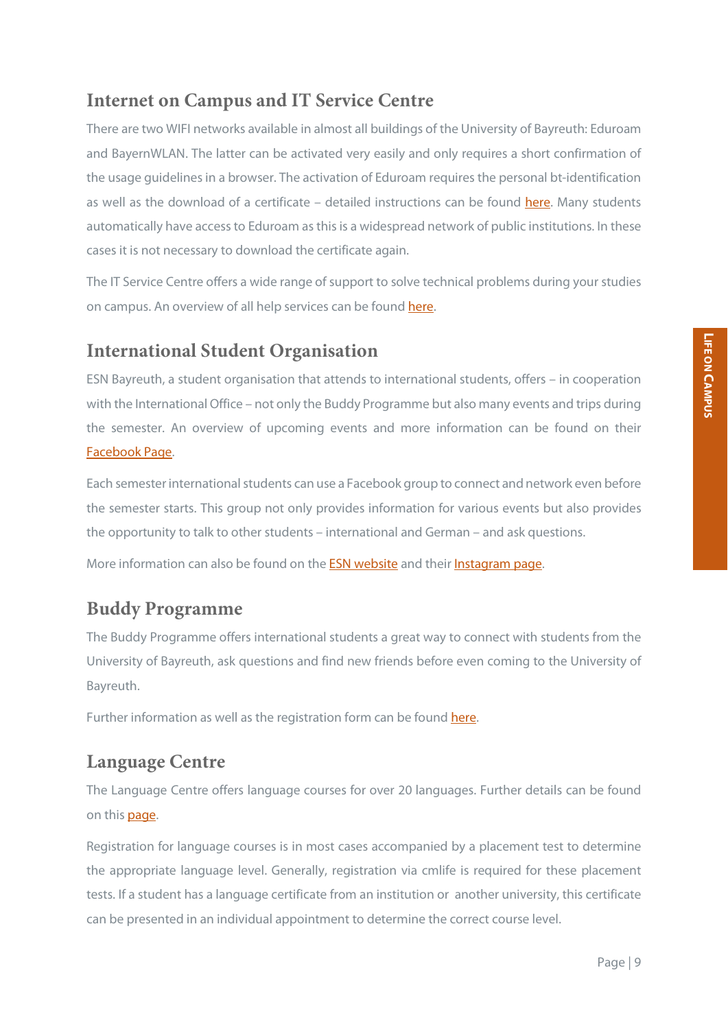## Internet on Campus and IT Service Centre

There are two WIFI networks available in almost all buildings of the University of Bayreuth: Eduroam and BayernWLAN. The latter can be activated very easily and only requires a short confirmation of the usage guidelines in a browser. The activation of Eduroam requires the personal bt-identification as well as the download of a certificate – detailed instructions can be found here. Many students automatically have access to Eduroam as this is a widespread network of public institutions. In these cases it is not necessary to download the certificate again.

The IT Service Centre offers a wide range of support to solve technical problems during your studies on campus. An overview of all help services can be found here.

## International Student Organisation

ESN Bayreuth, a student organisation that attends to international students, offers – in cooperation with the International Office – not only the Buddy Programme but also many events and trips during the semester. An overview of upcoming events and more information can be found on their Facebook Page.

Each semester international students can use a Facebook group to connect and network even before the semester starts. This group not only provides information for various events but also provides the opportunity to talk to other students – international and German – and ask questions.

More information can also be found on the ESN website and their Instagram page.

## Buddy Programme

The Buddy Programme offers international students a great way to connect with students from the University of Bayreuth, ask questions and find new friends before even coming to the University of Bayreuth.

Further information as well as the registration form can be found here.

## Language Centre

The Language Centre offers language courses for over 20 languages. Further details can be found on this page.

Registration for language courses is in most cases accompanied by a placement test to determine the appropriate language level. Generally, registration via cmlife is required for these placement tests. If a student has a language certificate from an institution or another university, this certificate can be presented in an individual appointment to determine the correct course level.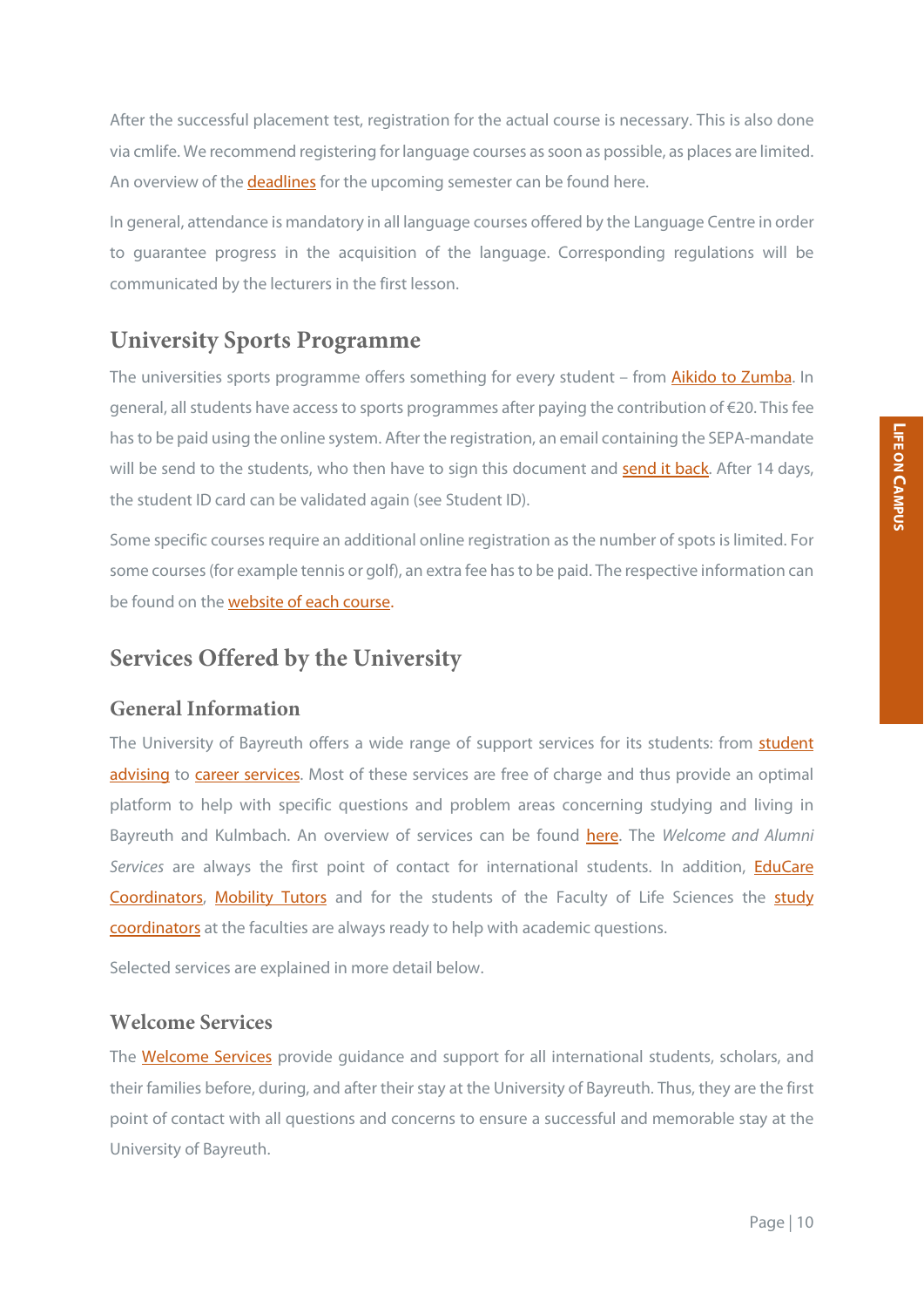After the successful placement test, registration for the actual course is necessary. This is also done via cmlife. We recommend registering for language courses as soon as possible, as places are limited. An overview of the deadlines for the upcoming semester can be found here.

In general, attendance is mandatory in all language courses offered by the Language Centre in order to guarantee progress in the acquisition of the language. Corresponding regulations will be communicated by the lecturers in the first lesson.

## University Sports Programme

The universities sports programme offers something for every student – from Aikido to Zumba. In general, all students have access to sports programmes after paying the contribution of €20. This fee has to be paid using the online system. After the registration, an email containing the SEPA-mandate will be send to the students, who then have to sign this document and send it back. After 14 days, the student ID card can be validated again (see Student ID).

Some specific courses require an additional online registration as the number of spots is limited. For some courses (for example tennis or golf), an extra fee has to be paid. The respective information can be found on the website of each course.

## Services Offered by the University

### General Information

The University of Bayreuth offers a wide range of support services for its students: from student advising to career services. Most of these services are free of charge and thus provide an optimal platform to help with specific questions and problem areas concerning studying and living in Bayreuth and Kulmbach. An overview of services can be found here. The *Welcome and Alumni Services* are always the first point of contact for international students. In addition, EduCare Coordinators, Mobility Tutors and for the students of the Faculty of Life Sciences the study coordinators at the faculties are always ready to help with academic questions.

Selected services are explained in more detail below.

### Welcome Services

The Welcome Services provide guidance and support for all international students, scholars, and their families before, during, and after their stay at the University of Bayreuth. Thus, they are the first point of contact with all questions and concerns to ensure a successful and memorable stay at the University of Bayreuth.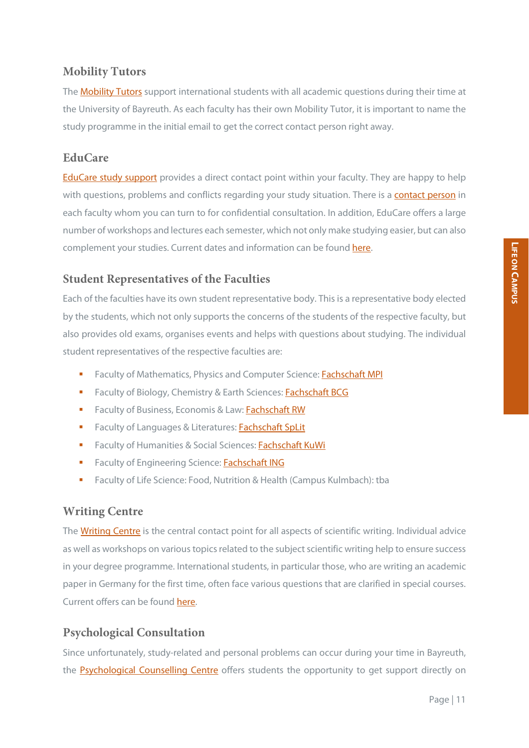## Mobility Tutors

The Mobility Tutors support international students with all academic questions during their time at the University of Bayreuth. As each faculty has their own Mobility Tutor, it is important to name the study programme in the initial email to get the correct contact person right away.

## EduCare

EduCare study support provides a direct contact point within your faculty. They are happy to help with questions, problems and conflicts regarding your study situation. There is a contact person in each faculty whom you can turn to for confidential consultation. In addition, EduCare offers a large number of workshops and lectures each semester, which not only make studying easier, but can also complement your studies. Current dates and information can be found here.

## Student Representatives of the Faculties

Each of the faculties have its own student representative body. This is a representative body elected by the students, which not only supports the concerns of the students of the respective faculty, but also provides old exams, organises events and helps with questions about studying. The individual student representatives of the respective faculties are:

- Faculty of Mathematics, Physics and Computer Science: Fachschaft MPI
- Faculty of Biology, Chemistry & Earth Sciences: Fachschaft BCG
- Faculty of Business, Economis & Law: Fachschaft RW
- Faculty of Languages & Literatures: Fachschaft SpLit
- Faculty of Humanities & Social Sciences: Fachschaft KuWi
- Faculty of Engineering Science: Fachschaft ING
- Faculty of Life Science: Food, Nutrition & Health (Campus Kulmbach): tba

## Writing Centre

The Writing Centre is the central contact point for all aspects of scientific writing. Individual advice as well as workshops on various topics related to the subject scientific writing help to ensure success in your degree programme. International students, in particular those, who are writing an academic paper in Germany for the first time, often face various questions that are clarified in special courses. Current offers can be found here.

## Psychological Consultation

Since unfortunately, study-related and personal problems can occur during your time in Bayreuth, the Psychological Counselling Centre offers students the opportunity to get support directly on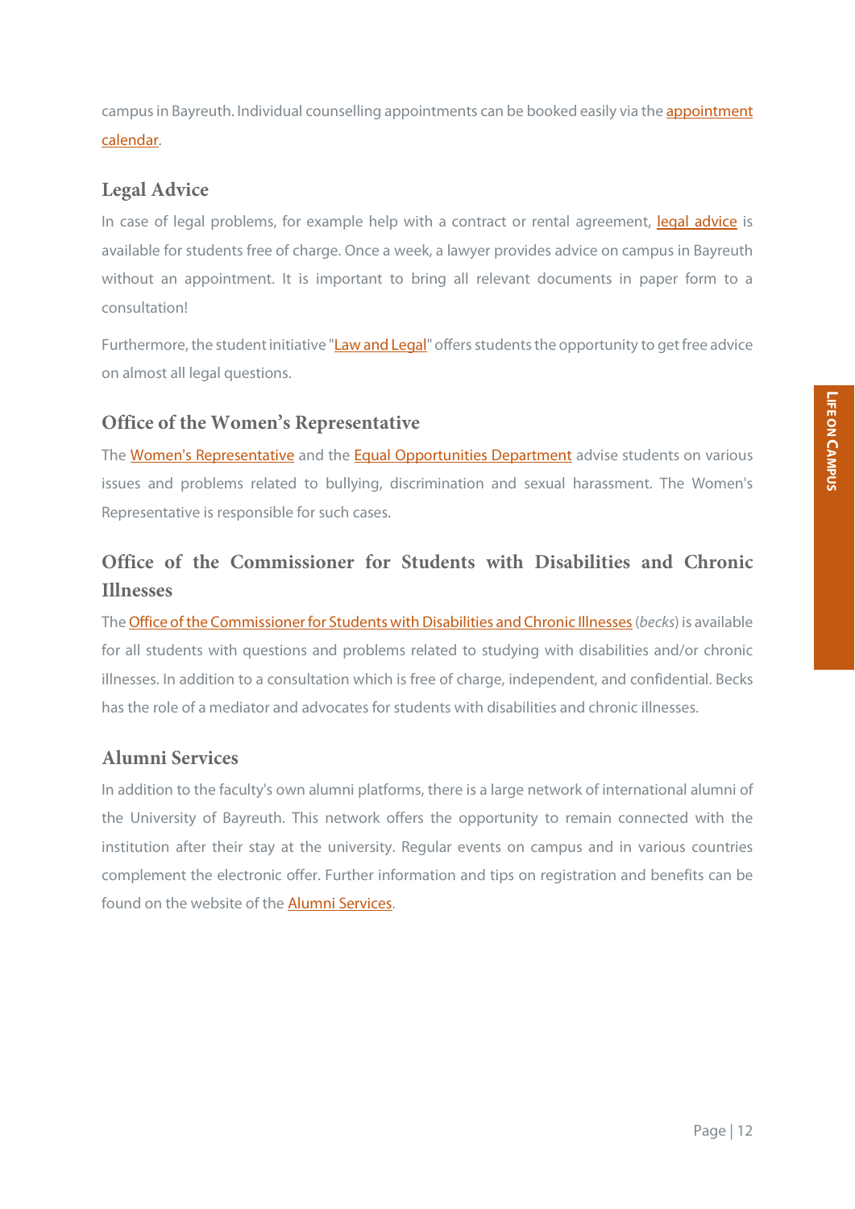campus in Bayreuth. Individual counselling appointments can be booked easily via the appointment calendar.

## Legal Advice

In case of legal problems, for example help with a contract or rental agreement, legal advice is available for students free of charge. Once a week, a lawyer provides advice on campus in Bayreuth without an appointment. It is important to bring all relevant documents in paper form to a consultation!

Furthermore, the student initiative "Law and Legal" offers students the opportunity to get free advice on almost all legal questions.

## Office of the Women's Representative

The Women's Representative and the Equal Opportunities Department advise students on various issues and problems related to bullying, discrimination and sexual harassment. The Women's Representative is responsible for such cases.

## Office of the Commissioner for Students with Disabilities and Chronic Illnesses

The Office of the Commissioner for Students with Disabilities and Chronic Illnesses (*becks*) is available for all students with questions and problems related to studying with disabilities and/or chronic illnesses. In addition to a consultation which is free of charge, independent, and confidential. Becks has the role of a mediator and advocates for students with disabilities and chronic illnesses.

## Alumni Services

In addition to the faculty's own alumni platforms, there is a large network of international alumni of the University of Bayreuth. This network offers the opportunity to remain connected with the institution after their stay at the university. Regular events on campus and in various countries complement the electronic offer. Further information and tips on registration and benefits can be found on the website of the Alumni Services.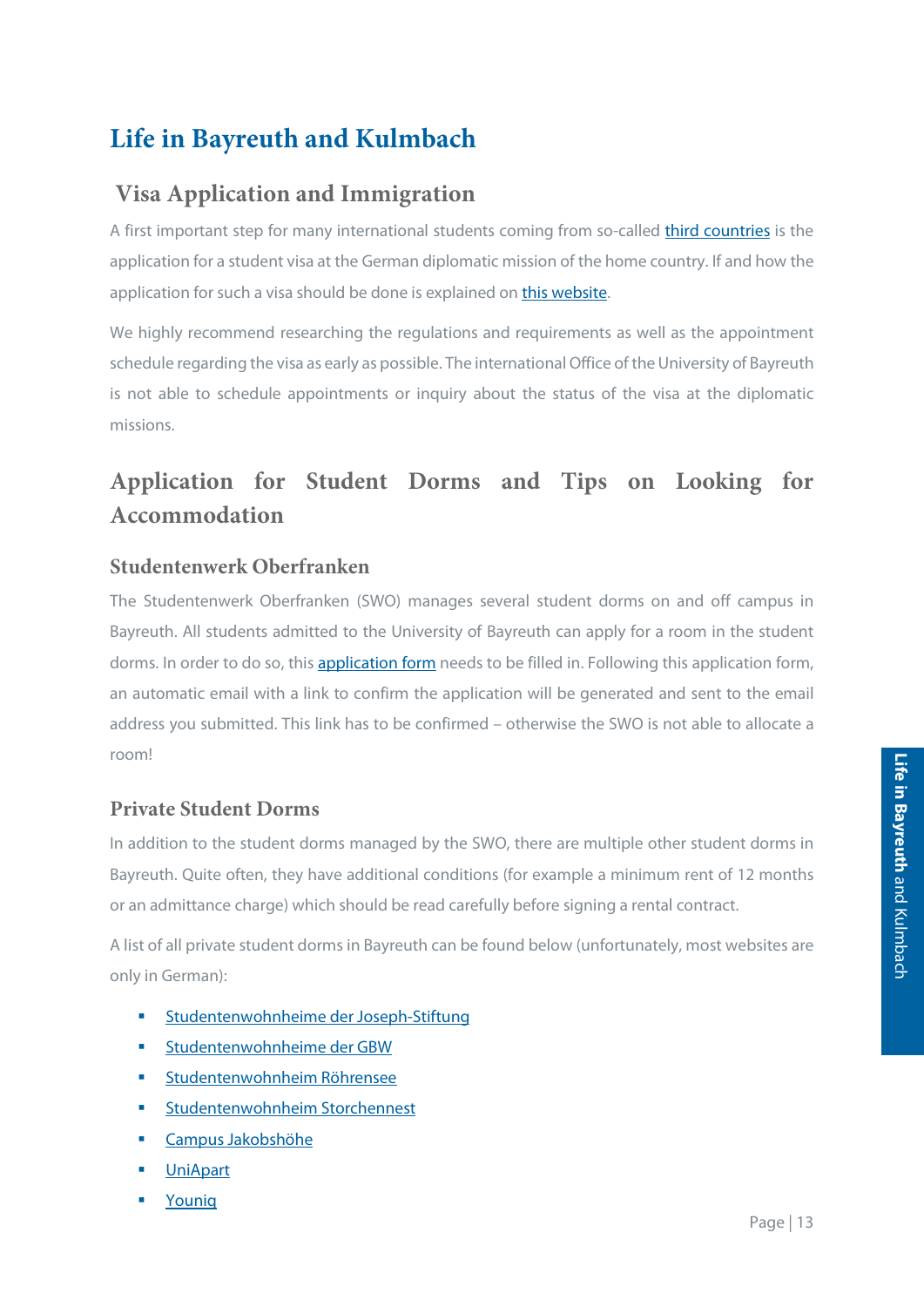# Life in Bayreuth and Kulmbach

## Visa Application and Immigration

A first important step for many international students coming from so-called third countries is the application for a student visa at the German diplomatic mission of the home country. If and how the application for such a visa should be done is explained on this website.

We highly recommend researching the regulations and requirements as well as the appointment schedule regarding the visa as early as possible. The international Office of the University of Bayreuth is not able to schedule appointments or inquiry about the status of the visa at the diplomatic missions.

## Application for Student Dorms and Tips on Looking for Accommodation

### Studentenwerk Oberfranken

The Studentenwerk Oberfranken (SWO) manages several student dorms on and off campus in Bayreuth. All students admitted to the University of Bayreuth can apply for a room in the student dorms. In order to do so, this application form needs to be filled in. Following this application form, an automatic email with a link to confirm the application will be generated and sent to the email address you submitted. This link has to be confirmed – otherwise the SWO is not able to allocate a room!

### Private Student Dorms

In addition to the student dorms managed by the SWO, there are multiple other student dorms in Bayreuth. Quite often, they have additional conditions (for example a minimum rent of 12 months or an admittance charge) which should be read carefully before signing a rental contract.

A list of all private student dorms in Bayreuth can be found below (unfortunately, most websites are only in German):

- Studentenwohnheime der Joseph-Stiftung
- Studentenwohnheime der GBW
- Studentenwohnheim Röhrensee
- Studentenwohnheim Storchennest
- Campus Jakobshöhe
- UniApart
- Youniq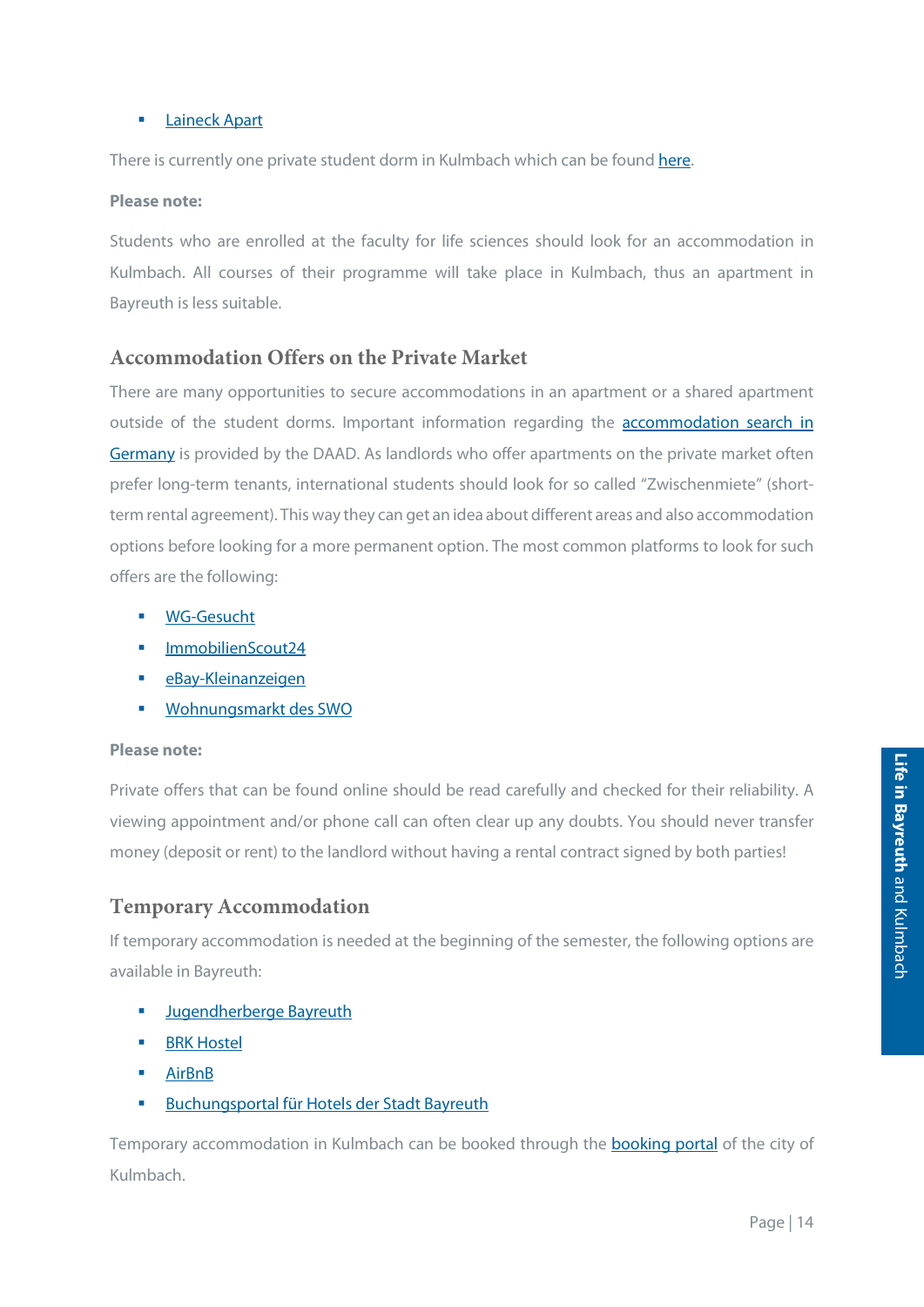- Laineck Apart

There is currently one private student dorm in Kulmbach which can be found here.

**Please note:**

Students who are enrolled at the faculty for life sciences should look for an accommodation in Kulmbach. All courses of their programme will take place in Kulmbach, thus an apartment in Bayreuth is less suitable.

## Accommodation Offers on the Private Market

There are many opportunities to secure accommodations in an apartment or a shared apartment outside of the student dorms. Important information regarding the accommodation search in Germany is provided by the DAAD. As landlords who offer apartments on the private market often prefer long-term tenants, international students should look for so called "Zwischenmiete" (short-term rental agreement). This way they can get an idea about different areas and also accommodation options before looking for a more permanent option. The most common platforms to look for such offers are the following:

- WG-Gesucht
- ImmobilienScout24
- eBay-Kleinanzeigen
- Wohnungsmarkt des SWO

**Please note:**

Private offers that can be found online should be read carefully and checked for their reliability. A viewing appointment and/or phone call can often clear up any doubts. You should never transfer money (deposit or rent) to the landlord without having a rental contract signed by both parties!

## Temporary Accommodation

If temporary accommodation is needed at the beginning of the semester, the following options are available in Bayreuth:

- Jugendherberge Bayreuth
- BRK Hostel
- AirBnB
- Buchungsportal für Hotels der Stadt Bayreuth

Temporary accommodation in Kulmbach can be booked through the booking portal of the city of Kulmbach.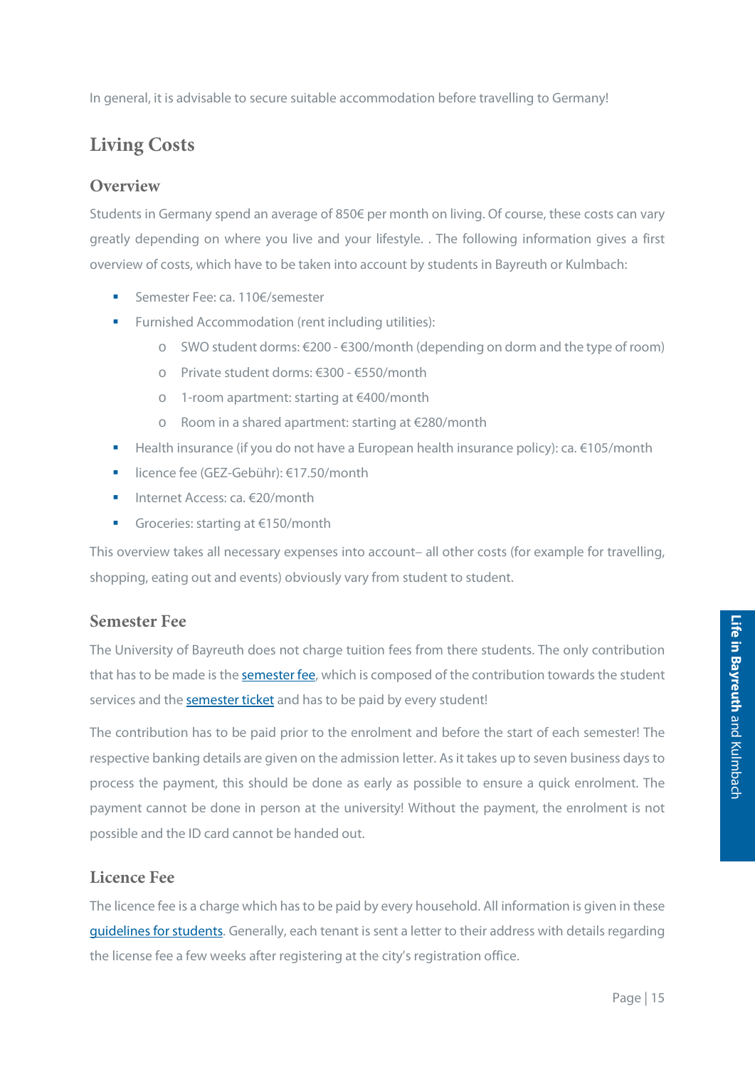In general, it is advisable to secure suitable accommodation before travelling to Germany!

## Living Costs

### Overview

Students in Germany spend an average of 850€ per month on living. Of course, these costs can vary greatly depending on where you live and your lifestyle. . The following information gives a first overview of costs, which have to be taken into account by students in Bayreuth or Kulmbach:

- Semester Fee: ca. 110€/semester
- Furnished Accommodation (rent including utilities):
  - SWO student dorms: €200 - €300/month (depending on dorm and the type of room)
  - Private student dorms: €300 - €550/month
  - 1-room apartment: starting at €400/month
  - Room in a shared apartment: starting at €280/month
- Health insurance (if you do not have a European health insurance policy): ca. €105/month
- licence fee (GEZ-Gebühr): €17.50/month
- Internet Access: ca. €20/month
- Groceries: starting at €150/month

This overview takes all necessary expenses into account– all other costs (for example for travelling, shopping, eating out and events) obviously vary from student to student.

### Semester Fee

The University of Bayreuth does not charge tuition fees from there students. The only contribution that has to be made is the semester fee, which is composed of the contribution towards the student services and the semester ticket and has to be paid by every student!

The contribution has to be paid prior to the enrolment and before the start of each semester! The respective banking details are given on the admission letter. As it takes up to seven business days to process the payment, this should be done as early as possible to ensure a quick enrolment. The payment cannot be done in person at the university! Without the payment, the enrolment is not possible and the ID card cannot be handed out.

### Licence Fee

The licence fee is a charge which has to be paid by every household. All information is given in these guidelines for students. Generally, each tenant is sent a letter to their address with details regarding the license fee a few weeks after registering at the city's registration office.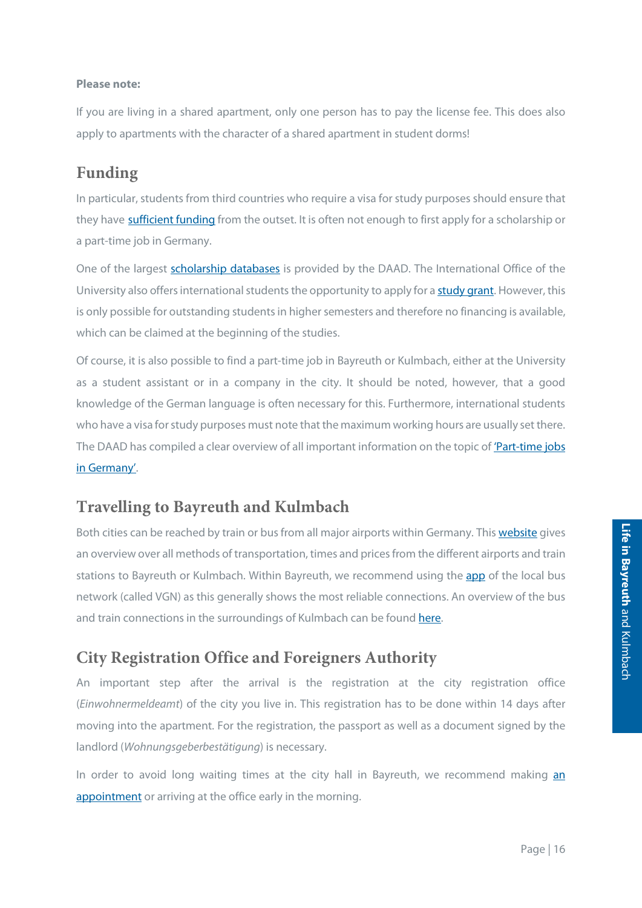**Please note:**

If you are living in a shared apartment, only one person has to pay the license fee. This does also apply to apartments with the character of a shared apartment in student dorms!

## Funding

In particular, students from third countries who require a visa for study purposes should ensure that they have sufficient funding from the outset. It is often not enough to first apply for a scholarship or a part-time job in Germany.

One of the largest scholarship databases is provided by the DAAD. The International Office of the University also offers international students the opportunity to apply for a study grant. However, this is only possible for outstanding students in higher semesters and therefore no financing is available, which can be claimed at the beginning of the studies.

Of course, it is also possible to find a part-time job in Bayreuth or Kulmbach, either at the University as a student assistant or in a company in the city. It should be noted, however, that a good knowledge of the German language is often necessary for this. Furthermore, international students who have a visa for study purposes must note that the maximum working hours are usually set there. The DAAD has compiled a clear overview of all important information on the topic of 'Part-time jobs in Germany'.

## Travelling to Bayreuth and Kulmbach

Both cities can be reached by train or bus from all major airports within Germany. This website gives an overview over all methods of transportation, times and prices from the different airports and train stations to Bayreuth or Kulmbach. Within Bayreuth, we recommend using the app of the local bus network (called VGN) as this generally shows the most reliable connections. An overview of the bus and train connections in the surroundings of Kulmbach can be found here.

## City Registration Office and Foreigners Authority

An important step after the arrival is the registration at the city registration office (*Einwohnermeldeamt*) of the city you live in. This registration has to be done within 14 days after moving into the apartment. For the registration, the passport as well as a document signed by the landlord (*Wohnungsgeberbestätigung*) is necessary.

In order to avoid long waiting times at the city hall in Bayreuth, we recommend making an appointment or arriving at the office early in the morning.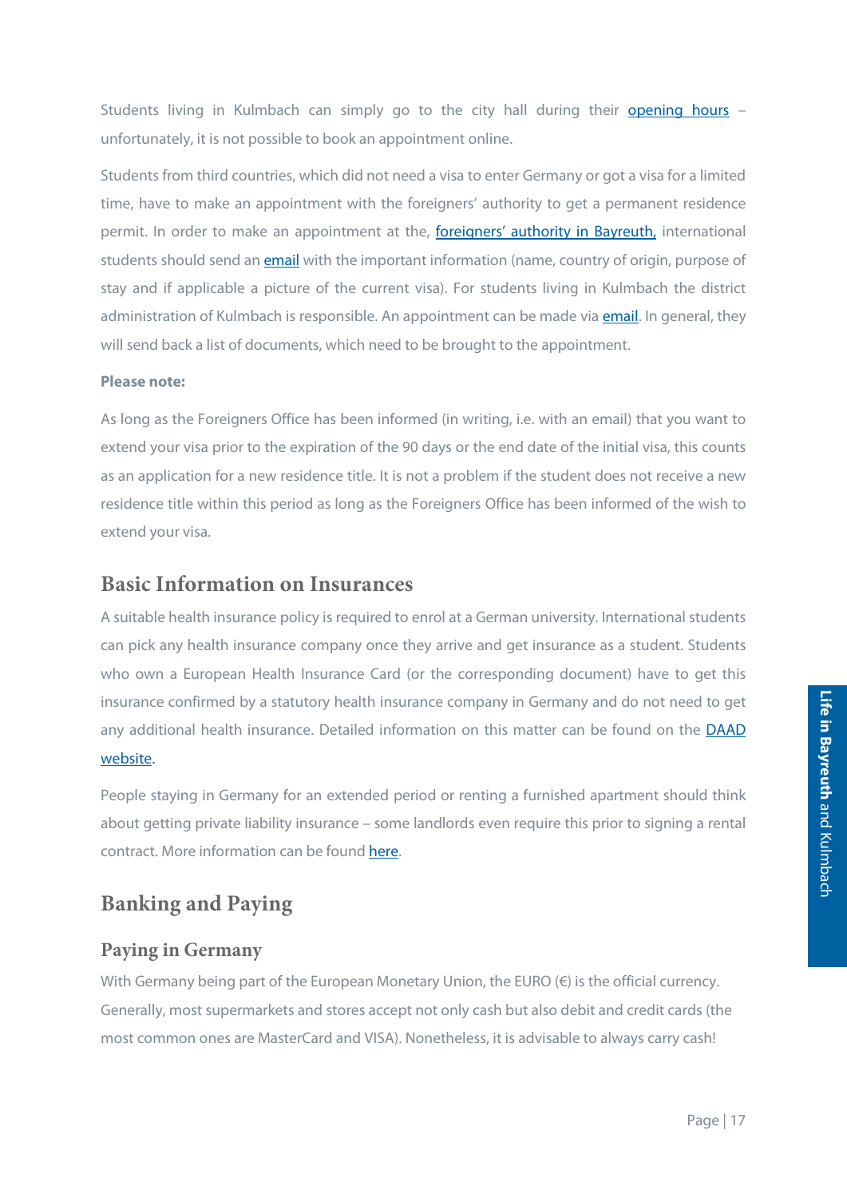Students living in Kulmbach can simply go to the city hall during their opening hours – unfortunately, it is not possible to book an appointment online.

Students from third countries, which did not need a visa to enter Germany or got a visa for a limited time, have to make an appointment with the foreigners' authority to get a permanent residence permit. In order to make an appointment at the, foreigners' authority in Bayreuth, international students should send an email with the important information (name, country of origin, purpose of stay and if applicable a picture of the current visa). For students living in Kulmbach the district administration of Kulmbach is responsible. An appointment can be made via email. In general, they will send back a list of documents, which need to be brought to the appointment.

**Please note:**

As long as the Foreigners Office has been informed (in writing, i.e. with an email) that you want to extend your visa prior to the expiration of the 90 days or the end date of the initial visa, this counts as an application for a new residence title. It is not a problem if the student does not receive a new residence title within this period as long as the Foreigners Office has been informed of the wish to extend your visa.

## Basic Information on Insurances

A suitable health insurance policy is required to enrol at a German university. International students can pick any health insurance company once they arrive and get insurance as a student. Students who own a European Health Insurance Card (or the corresponding document) have to get this insurance confirmed by a statutory health insurance company in Germany and do not need to get any additional health insurance. Detailed information on this matter can be found on the DAAD website.

People staying in Germany for an extended period or renting a furnished apartment should think about getting private liability insurance – some landlords even require this prior to signing a rental contract. More information can be found here.

## Banking and Paying

### Paying in Germany

With Germany being part of the European Monetary Union, the EURO (€) is the official currency. Generally, most supermarkets and stores accept not only cash but also debit and credit cards (the most common ones are MasterCard and VISA). Nonetheless, it is advisable to always carry cash!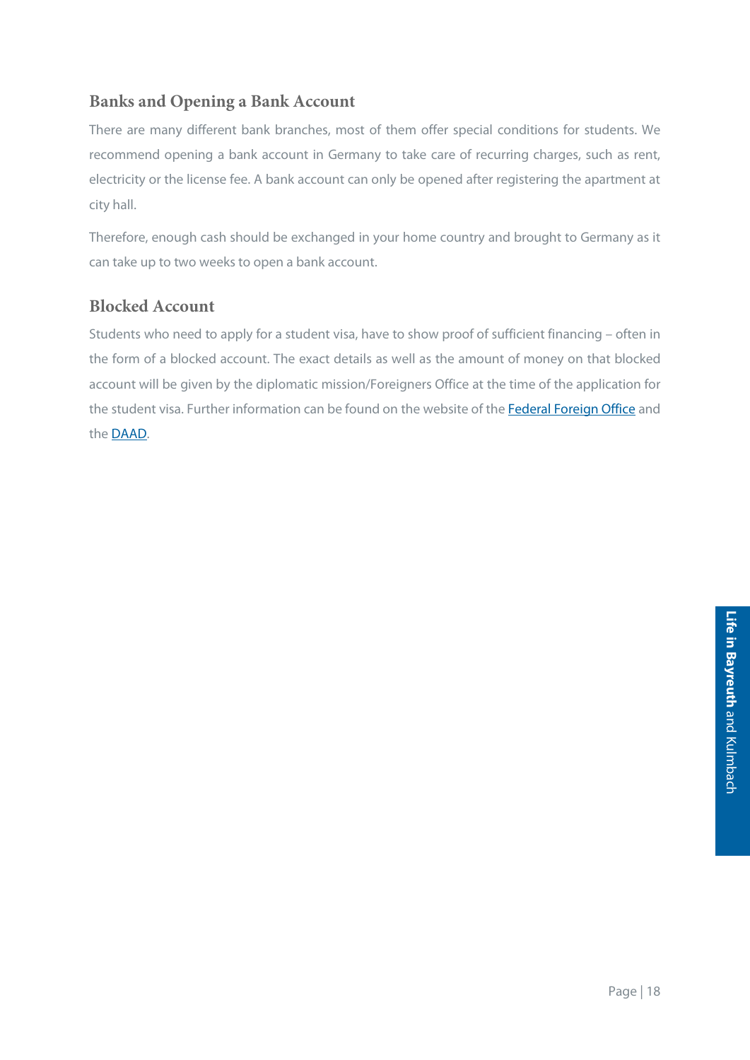## Banks and Opening a Bank Account

There are many different bank branches, most of them offer special conditions for students. We recommend opening a bank account in Germany to take care of recurring charges, such as rent, electricity or the license fee. A bank account can only be opened after registering the apartment at city hall.

Therefore, enough cash should be exchanged in your home country and brought to Germany as it can take up to two weeks to open a bank account.

## Blocked Account

Students who need to apply for a student visa, have to show proof of sufficient financing – often in the form of a blocked account. The exact details as well as the amount of money on that blocked account will be given by the diplomatic mission/Foreigners Office at the time of the application for the student visa. Further information can be found on the website of the Federal Foreign Office and the DAAD.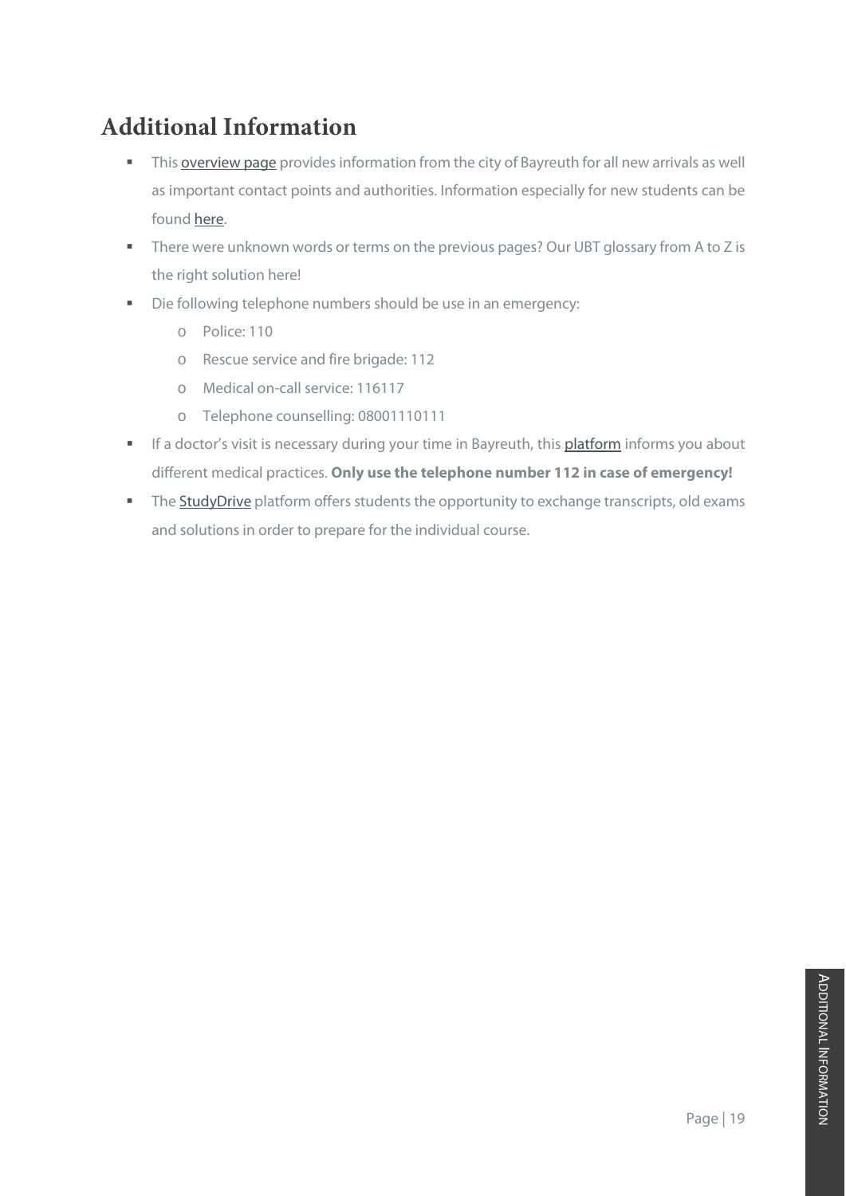## Additional Information

- This overview page provides information from the city of Bayreuth for all new arrivals as well as important contact points and authorities. Information especially for new students can be found here.
- There were unknown words or terms on the previous pages? Our UBT glossary from A to Z is the right solution here!
- Die following telephone numbers should be use in an emergency:
  - Police: 110
  - Rescue service and fire brigade: 112
  - Medical on-call service: 116117
  - Telephone counselling: 08001110111
- If a doctor's visit is necessary during your time in Bayreuth, this platform informs you about different medical practices. **Only use the telephone number 112 in case of emergency!**
- The StudyDrive platform offers students the opportunity to exchange transcripts, old exams and solutions in order to prepare for the individual course.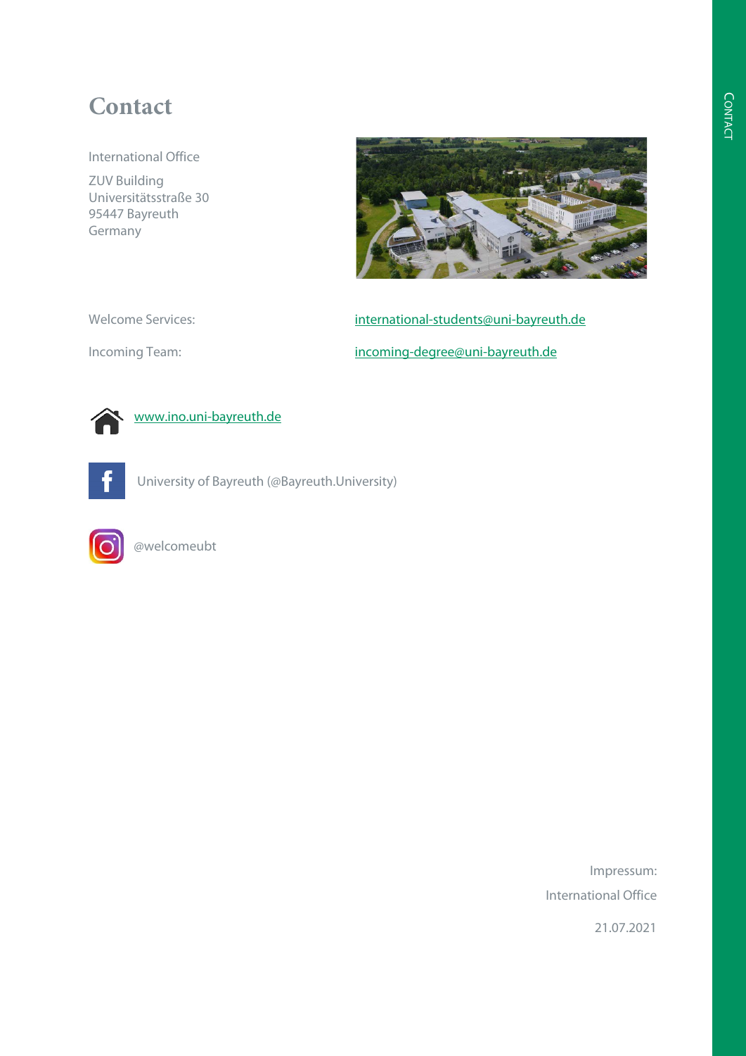# Contact

International Office

ZUV Building
Universitätsstraße 30
95447 Bayreuth
Germany

Welcome Services: international-students@uni-bayreuth.de

Incoming Team: incoming-degree@uni-bayreuth.de

www.ino.uni-bayreuth.de

University of Bayreuth (@Bayreuth.University)

@welcomeubt

Impressum:
International Office

21.07.2021